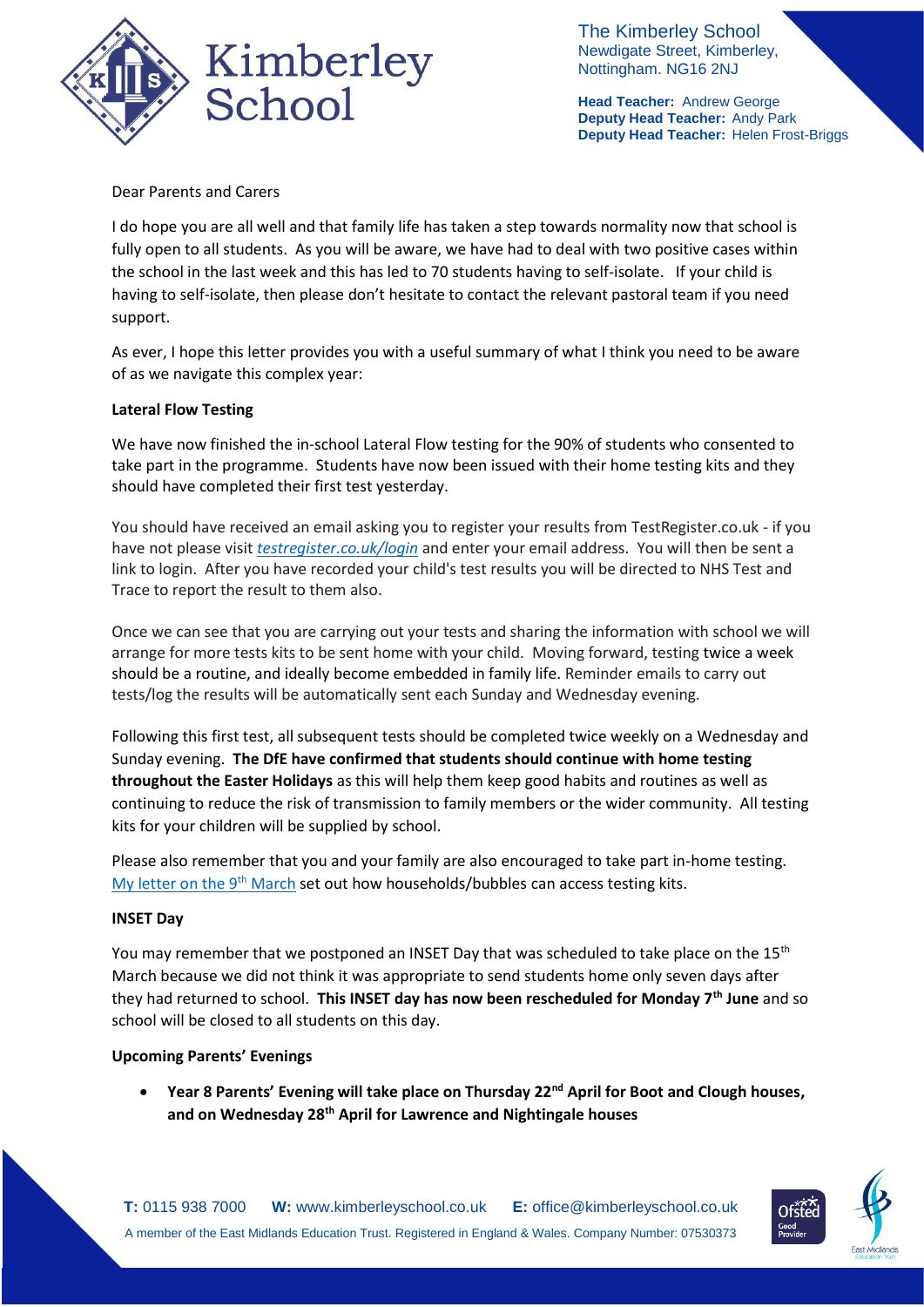The Kimberley School
Newdigate Street, Kimberley,
Nottingham. NG16 2NJ

**Head Teacher:** Andrew George
**Deputy Head Teacher:** Andy Park
**Deputy Head Teacher:** Helen Frost-Briggs

Dear Parents and Carers

I do hope you are all well and that family life has taken a step towards normality now that school is fully open to all students. As you will be aware, we have had to deal with two positive cases within the school in the last week and this has led to 70 students having to self-isolate. If your child is having to self-isolate, then please don't hesitate to contact the relevant pastoral team if you need support.

As ever, I hope this letter provides you with a useful summary of what I think you need to be aware of as we navigate this complex year:

**Lateral Flow Testing**

We have now finished the in-school Lateral Flow testing for the 90% of students who consented to take part in the programme. Students have now been issued with their home testing kits and they should have completed their first test yesterday.

You should have received an email asking you to register your results from TestRegister.co.uk - if you have not please visit *testregister.co.uk/login* and enter your email address. You will then be sent a link to login. After you have recorded your child's test results you will be directed to NHS Test and Trace to report the result to them also.

Once we can see that you are carrying out your tests and sharing the information with school we will arrange for more tests kits to be sent home with your child. Moving forward, testing twice a week should be a routine, and ideally become embedded in family life. Reminder emails to carry out tests/log the results will be automatically sent each Sunday and Wednesday evening.

Following this first test, all subsequent tests should be completed twice weekly on a Wednesday and Sunday evening. **The DfE have confirmed that students should continue with home testing throughout the Easter Holidays** as this will help them keep good habits and routines as well as continuing to reduce the risk of transmission to family members or the wider community. All testing kits for your children will be supplied by school.

Please also remember that you and your family are also encouraged to take part in-home testing. My letter on the 9th March set out how households/bubbles can access testing kits.

**INSET Day**

You may remember that we postponed an INSET Day that was scheduled to take place on the 15th March because we did not think it was appropriate to send students home only seven days after they had returned to school. **This INSET day has now been rescheduled for Monday 7th June** and so school will be closed to all students on this day.

**Upcoming Parents' Evenings**

- **Year 8 Parents' Evening will take place on Thursday 22nd April for Boot and Clough houses, and on Wednesday 28th April for Lawrence and Nightingale houses**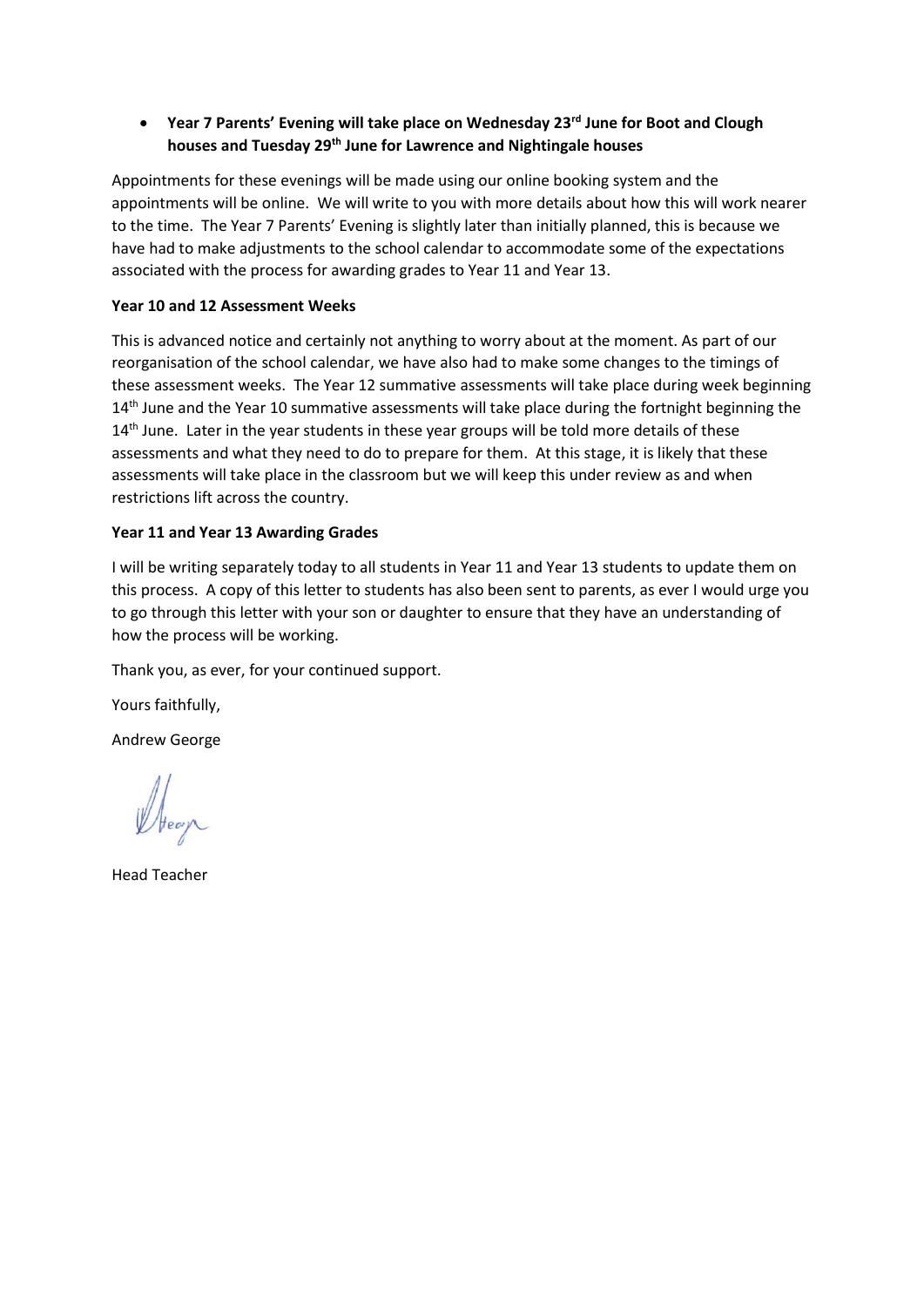- **Year 7 Parents' Evening will take place on Wednesday 23rd June for Boot and Clough houses and Tuesday 29th June for Lawrence and Nightingale houses**

Appointments for these evenings will be made using our online booking system and the appointments will be online. We will write to you with more details about how this will work nearer to the time. The Year 7 Parents' Evening is slightly later than initially planned, this is because we have had to make adjustments to the school calendar to accommodate some of the expectations associated with the process for awarding grades to Year 11 and Year 13.

**Year 10 and 12 Assessment Weeks**

This is advanced notice and certainly not anything to worry about at the moment. As part of our reorganisation of the school calendar, we have also had to make some changes to the timings of these assessment weeks. The Year 12 summative assessments will take place during week beginning 14th June and the Year 10 summative assessments will take place during the fortnight beginning the 14th June. Later in the year students in these year groups will be told more details of these assessments and what they need to do to prepare for them. At this stage, it is likely that these assessments will take place in the classroom but we will keep this under review as and when restrictions lift across the country.

**Year 11 and Year 13 Awarding Grades**

I will be writing separately today to all students in Year 11 and Year 13 students to update them on this process. A copy of this letter to students has also been sent to parents, as ever I would urge you to go through this letter with your son or daughter to ensure that they have an understanding of how the process will be working.

Thank you, as ever, for your continued support.

Yours faithfully,

Andrew George

Head Teacher